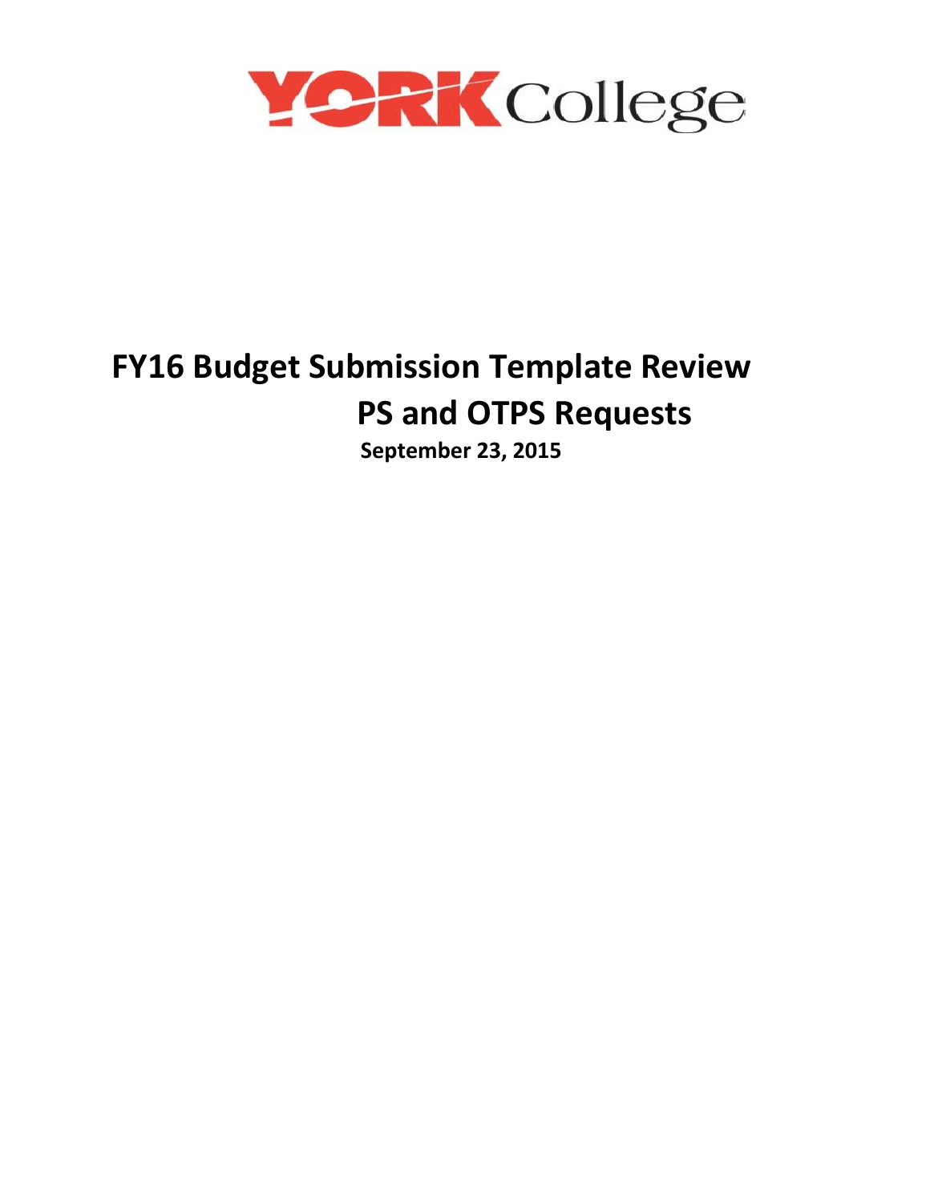YORK College

# FY16 Budget Submission Template Review

## PS and OTPS Requests

**September 23, 2015**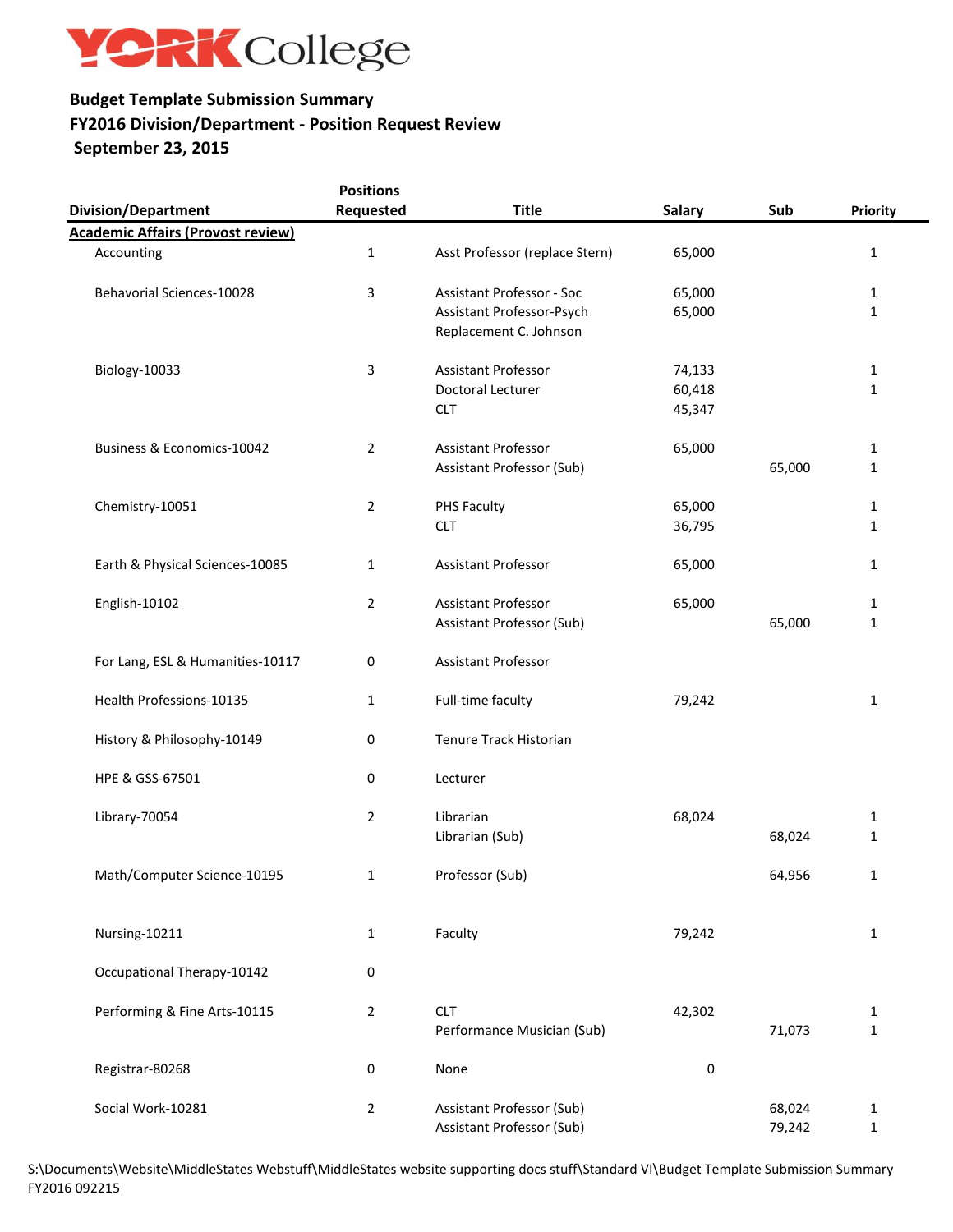YORK College

**Budget Template Submission Summary**
**FY2016 Division/Department - Position Request Review**
**September 23, 2015**

| Division/Department | Positions Requested | Title | Salary | Sub | Priority |
|---|---|---|---|---|---|
| **Academic Affairs (Provost review)** | | | | | |
| Accounting | 1 | Asst Professor (replace Stern) | 65,000 | | 1 |
| Behavorial Sciences-10028 | 3 | Assistant Professor - Soc | 65,000 | | 1 |
| | | Assistant Professor-Psych | 65,000 | | 1 |
| | | Replacement C. Johnson | | | |
| Biology-10033 | 3 | Assistant Professor | 74,133 | | 1 |
| | | Doctoral Lecturer | 60,418 | | 1 |
| | | CLT | 45,347 | | |
| Business & Economics-10042 | 2 | Assistant Professor | 65,000 | | 1 |
| | | Assistant Professor (Sub) | | 65,000 | 1 |
| Chemistry-10051 | 2 | PHS Faculty | 65,000 | | 1 |
| | | CLT | 36,795 | | 1 |
| Earth & Physical Sciences-10085 | 1 | Assistant Professor | 65,000 | | 1 |
| English-10102 | 2 | Assistant Professor | 65,000 | | 1 |
| | | Assistant Professor (Sub) | | 65,000 | 1 |
| For Lang, ESL & Humanities-10117 | 0 | Assistant Professor | | | |
| Health Professions-10135 | 1 | Full-time faculty | 79,242 | | 1 |
| History & Philosophy-10149 | 0 | Tenure Track Historian | | | |
| HPE & GSS-67501 | 0 | Lecturer | | | |
| Library-70054 | 2 | Librarian | 68,024 | | 1 |
| | | Librarian (Sub) | | 68,024 | 1 |
| Math/Computer Science-10195 | 1 | Professor (Sub) | | 64,956 | 1 |
| Nursing-10211 | 1 | Faculty | 79,242 | | 1 |
| Occupational Therapy-10142 | 0 | | | | |
| Performing & Fine Arts-10115 | 2 | CLT | 42,302 | | 1 |
| | | Performance Musician (Sub) | | 71,073 | 1 |
| Registrar-80268 | 0 | None | 0 | | |
| Social Work-10281 | 2 | Assistant Professor (Sub) | | 68,024 | 1 |
| | | Assistant Professor (Sub) | | 79,242 | 1 |

S:\Documents\Website\MiddleStates Webstuff\MiddleStates website supporting docs stuff\Standard VI\Budget Template Submission Summary FY2016 092215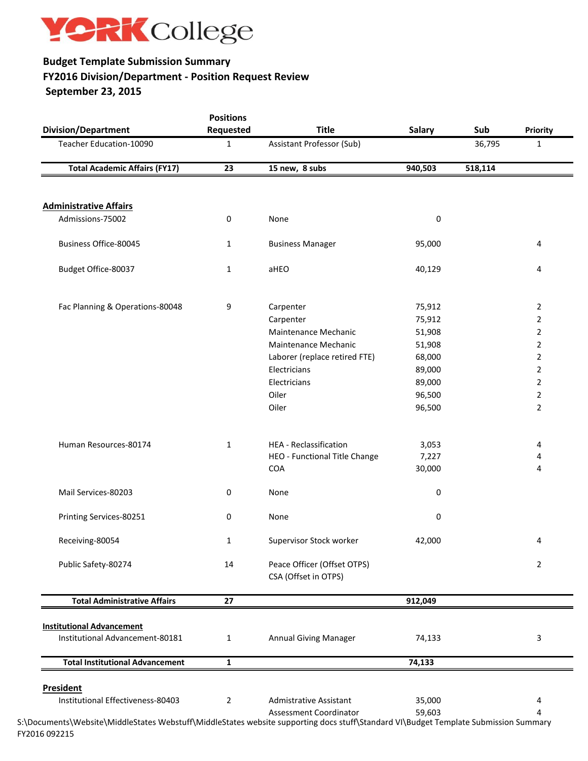# YORK College

**Budget Template Submission Summary**
**FY2016 Division/Department - Position Request Review**
**September 23, 2015**

| Division/Department | Positions Requested | Title | Salary | Sub | Priority |
|---|---|---|---|---|---|
| Teacher Education-10090 | 1 | Assistant Professor (Sub) | | 36,795 | 1 |
| **Total Academic Affairs (FY17)** | **23** | **15 new, 8 subs** | **940,503** | **518,114** | |
| **Administrative Affairs** | | | | | |
| Admissions-75002 | 0 | None | 0 | | |
| Business Office-80045 | 1 | Business Manager | 95,000 | | 4 |
| Budget Office-80037 | 1 | aHEO | 40,129 | | 4 |
| Fac Planning & Operations-80048 | 9 | Carpenter | 75,912 | | 2 |
| | | Carpenter | 75,912 | | 2 |
| | | Maintenance Mechanic | 51,908 | | 2 |
| | | Maintenance Mechanic | 51,908 | | 2 |
| | | Laborer (replace retired FTE) | 68,000 | | 2 |
| | | Electricians | 89,000 | | 2 |
| | | Electricians | 89,000 | | 2 |
| | | Oiler | 96,500 | | 2 |
| | | Oiler | 96,500 | | 2 |
| Human Resources-80174 | 1 | HEA - Reclassification | 3,053 | | 4 |
| | | HEO - Functional Title Change | 7,227 | | 4 |
| | | COA | 30,000 | | 4 |
| Mail Services-80203 | 0 | None | 0 | | |
| Printing Services-80251 | 0 | None | 0 | | |
| Receiving-80054 | 1 | Supervisor Stock worker | 42,000 | | 4 |
| Public Safety-80274 | 14 | Peace Officer (Offset OTPS) | | | 2 |
| | | CSA (Offset in OTPS) | | | |
| **Total Administrative Affairs** | **27** | | **912,049** | | |
| **Institutional Advancement** | | | | | |
| Institutional Advancement-80181 | 1 | Annual Giving Manager | 74,133 | | 3 |
| **Total Institutional Advancement** | **1** | | **74,133** | | |
| **President** | | | | | |
| Institutional Effectiveness-80403 | 2 | Admistrative Assistant | 35,000 | | 4 |
| | | Assessment Coordinator | 59,603 | | 4 |

S:\Documents\Website\MiddleStates Webstuff\MiddleStates website supporting docs stuff\Standard VI\Budget Template Submission Summary FY2016 092215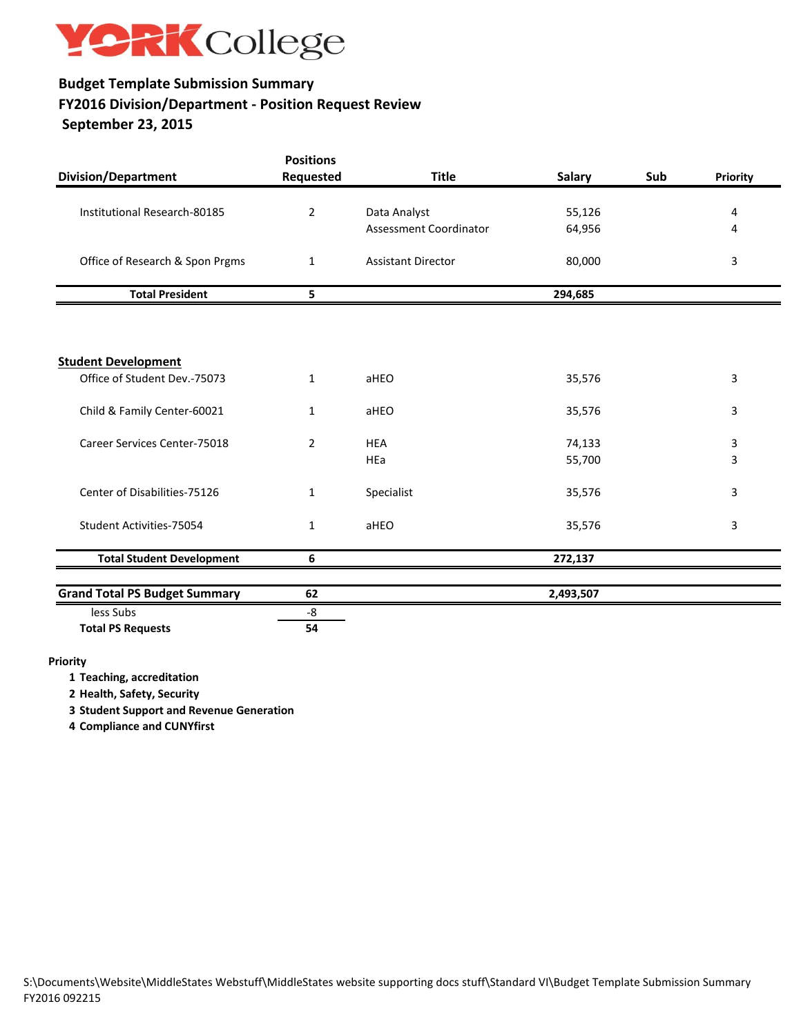YORK College

**Budget Template Submission Summary**
**FY2016 Division/Department - Position Request Review**
**September 23, 2015**

| Division/Department | Positions Requested | Title | Salary | Sub | Priority |
|---|---|---|---|---|---|
| Institutional Research-80185 | 2 | Data Analyst | 55,126 | | 4 |
| | | Assessment Coordinator | 64,956 | | 4 |
| Office of Research & Spon Prgms | 1 | Assistant Director | 80,000 | | 3 |
| **Total President** | **5** | | **294,685** | | |
| **Student Development** | | | | | |
| Office of Student Dev.-75073 | 1 | aHEO | 35,576 | | 3 |
| Child & Family Center-60021 | 1 | aHEO | 35,576 | | 3 |
| Career Services Center-75018 | 2 | HEA | 74,133 | | 3 |
| | | HEa | 55,700 | | 3 |
| Center of Disabilities-75126 | 1 | Specialist | 35,576 | | 3 |
| Student Activities-75054 | 1 | aHEO | 35,576 | | 3 |
| **Total Student Development** | **6** | | **272,137** | | |
| **Grand Total PS Budget Summary** | **62** | | **2,493,507** | | |
| less Subs | -8 | | | | |
| **Total PS Requests** | **54** | | | | |

**Priority**
1. **Teaching, accreditation**
2. **Health, Safety, Security**
3. **Student Support and Revenue Generation**
4. **Compliance and CUNYfirst**

S:\Documents\Website\MiddleStates Webstuff\MiddleStates website supporting docs stuff\Standard VI\Budget Template Submission Summary FY2016 092215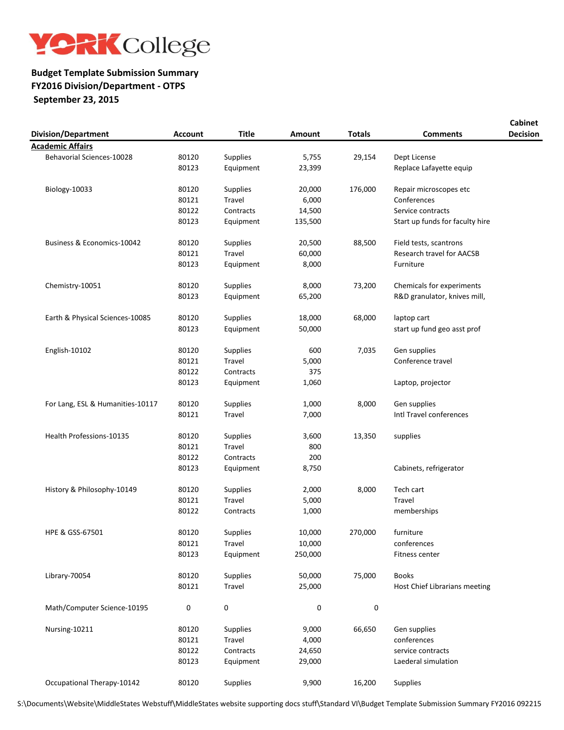# YORK College

**Budget Template Submission Summary**
**FY2016 Division/Department - OTPS**
**September 23, 2015**

| Division/Department | Account | Title | Amount | Totals | Comments | Cabinet Decision |
|---|---|---|---|---|---|---|
| **Academic Affairs** | | | | | | |
| Behavorial Sciences-10028 | 80120 | Supplies | 5,755 | 29,154 | Dept License | |
| | 80123 | Equipment | 23,399 | | Replace Lafayette equip | |
| Biology-10033 | 80120 | Supplies | 20,000 | 176,000 | Repair microscopes etc | |
| | 80121 | Travel | 6,000 | | Conferences | |
| | 80122 | Contracts | 14,500 | | Service contracts | |
| | 80123 | Equipment | 135,500 | | Start up funds for faculty hire | |
| Business & Economics-10042 | 80120 | Supplies | 20,500 | 88,500 | Field tests, scantrons | |
| | 80121 | Travel | 60,000 | | Research travel for AACSB | |
| | 80123 | Equipment | 8,000 | | Furniture | |
| Chemistry-10051 | 80120 | Supplies | 8,000 | 73,200 | Chemicals for experiments | |
| | 80123 | Equipment | 65,200 | | R&D granulator, knives mill, | |
| Earth & Physical Sciences-10085 | 80120 | Supplies | 18,000 | 68,000 | laptop cart | |
| | 80123 | Equipment | 50,000 | | start up fund geo asst prof | |
| English-10102 | 80120 | Supplies | 600 | 7,035 | Gen supplies | |
| | 80121 | Travel | 5,000 | | Conference travel | |
| | 80122 | Contracts | 375 | | | |
| | 80123 | Equipment | 1,060 | | Laptop, projector | |
| For Lang, ESL & Humanities-10117 | 80120 | Supplies | 1,000 | 8,000 | Gen supplies | |
| | 80121 | Travel | 7,000 | | Intl Travel conferences | |
| Health Professions-10135 | 80120 | Supplies | 3,600 | 13,350 | supplies | |
| | 80121 | Travel | 800 | | | |
| | 80122 | Contracts | 200 | | | |
| | 80123 | Equipment | 8,750 | | Cabinets, refrigerator | |
| History & Philosophy-10149 | 80120 | Supplies | 2,000 | 8,000 | Tech cart | |
| | 80121 | Travel | 5,000 | | Travel | |
| | 80122 | Contracts | 1,000 | | memberships | |
| HPE & GSS-67501 | 80120 | Supplies | 10,000 | 270,000 | furniture | |
| | 80121 | Travel | 10,000 | | conferences | |
| | 80123 | Equipment | 250,000 | | Fitness center | |
| Library-70054 | 80120 | Supplies | 50,000 | 75,000 | Books | |
| | 80121 | Travel | 25,000 | | Host Chief Librarians meeting | |
| Math/Computer Science-10195 | 0 | 0 | 0 | 0 | | |
| Nursing-10211 | 80120 | Supplies | 9,000 | 66,650 | Gen supplies | |
| | 80121 | Travel | 4,000 | | conferences | |
| | 80122 | Contracts | 24,650 | | service contracts | |
| | 80123 | Equipment | 29,000 | | Laederal simulation | |
| Occupational Therapy-10142 | 80120 | Supplies | 9,900 | 16,200 | Supplies | |

S:\Documents\Website\MiddleStates Webstuff\MiddleStates website supporting docs stuff\Standard VI\Budget Template Submission Summary FY2016 092215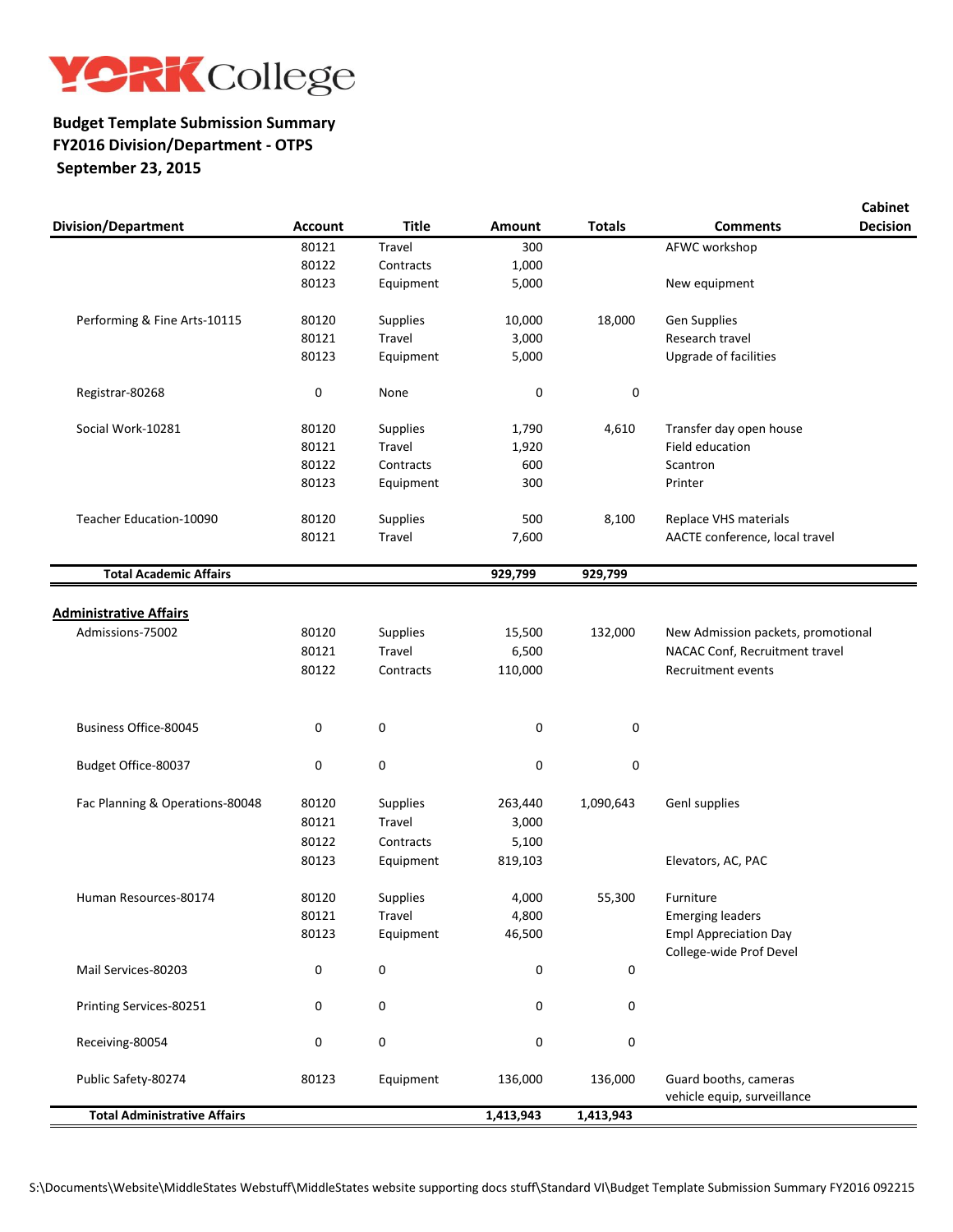YORK College

**Budget Template Submission Summary**
**FY2016 Division/Department - OTPS**
**September 23, 2015**

| Division/Department | Account | Title | Amount | Totals | Comments | Cabinet Decision |
|---|---|---|---|---|---|---|
| | 80121 | Travel | 300 | | AFWC workshop | |
| | 80122 | Contracts | 1,000 | | | |
| | 80123 | Equipment | 5,000 | | New equipment | |
| Performing & Fine Arts-10115 | 80120 | Supplies | 10,000 | 18,000 | Gen Supplies | |
| | 80121 | Travel | 3,000 | | Research travel | |
| | 80123 | Equipment | 5,000 | | Upgrade of facilities | |
| Registrar-80268 | 0 | None | 0 | 0 | | |
| Social Work-10281 | 80120 | Supplies | 1,790 | 4,610 | Transfer day open house | |
| | 80121 | Travel | 1,920 | | Field education | |
| | 80122 | Contracts | 600 | | Scantron | |
| | 80123 | Equipment | 300 | | Printer | |
| Teacher Education-10090 | 80120 | Supplies | 500 | 8,100 | Replace VHS materials | |
| | 80121 | Travel | 7,600 | | AACTE conference, local travel | |
| **Total Academic Affairs** | | | **929,799** | **929,799** | | |
| **Administrative Affairs** | | | | | | |
| Admissions-75002 | 80120 | Supplies | 15,500 | 132,000 | New Admission packets, promotional | |
| | 80121 | Travel | 6,500 | | NACAC Conf, Recruitment travel | |
| | 80122 | Contracts | 110,000 | | Recruitment events | |
| Business Office-80045 | 0 | 0 | 0 | 0 | | |
| Budget Office-80037 | 0 | 0 | 0 | 0 | | |
| Fac Planning & Operations-80048 | 80120 | Supplies | 263,440 | 1,090,643 | Genl supplies | |
| | 80121 | Travel | 3,000 | | | |
| | 80122 | Contracts | 5,100 | | | |
| | 80123 | Equipment | 819,103 | | Elevators, AC, PAC | |
| Human Resources-80174 | 80120 | Supplies | 4,000 | 55,300 | Furniture | |
| | 80121 | Travel | 4,800 | | Emerging leaders | |
| | 80123 | Equipment | 46,500 | | Empl Appreciation Day College-wide Prof Devel | |
| Mail Services-80203 | 0 | 0 | 0 | 0 | | |
| Printing Services-80251 | 0 | 0 | 0 | 0 | | |
| Receiving-80054 | 0 | 0 | 0 | 0 | | |
| Public Safety-80274 | 80123 | Equipment | 136,000 | 136,000 | Guard booths, cameras vehicle equip, surveillance | |
| **Total Administrative Affairs** | | | **1,413,943** | **1,413,943** | | |

S:\Documents\Website\MiddleStates Webstuff\MiddleStates website supporting docs stuff\Standard VI\Budget Template Submission Summary FY2016 092215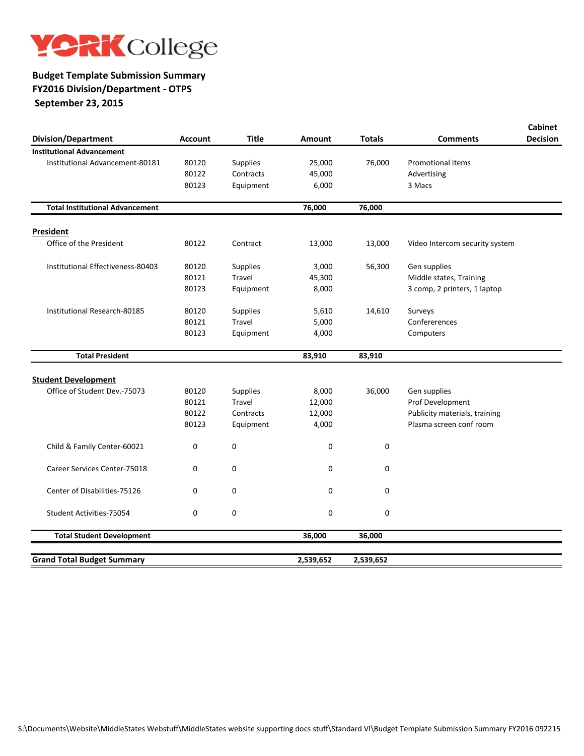YORK College

**Budget Template Submission Summary**
**FY2016 Division/Department - OTPS**
**September 23, 2015**

| Division/Department | Account | Title | Amount | Totals | Comments | Cabinet Decision |
|---|---|---|---|---|---|---|
| **Institutional Advancement** | | | | | | |
| Institutional Advancement-80181 | 80120 | Supplies | 25,000 | 76,000 | Promotional items | |
| | 80122 | Contracts | 45,000 | | Advertising | |
| | 80123 | Equipment | 6,000 | | 3 Macs | |
| **Total Institutional Advancement** | | | **76,000** | **76,000** | | |
| **President** | | | | | | |
| Office of the President | 80122 | Contract | 13,000 | 13,000 | Video Intercom security system | |
| Institutional Effectiveness-80403 | 80120 | Supplies | 3,000 | 56,300 | Gen supplies | |
| | 80121 | Travel | 45,300 | | Middle states, Training | |
| | 80123 | Equipment | 8,000 | | 3 comp, 2 printers, 1 laptop | |
| Institutional Research-80185 | 80120 | Supplies | 5,610 | 14,610 | Surveys | |
| | 80121 | Travel | 5,000 | | Confererences | |
| | 80123 | Equipment | 4,000 | | Computers | |
| **Total President** | | | **83,910** | **83,910** | | |
| **Student Development** | | | | | | |
| Office of Student Dev.-75073 | 80120 | Supplies | 8,000 | 36,000 | Gen supplies | |
| | 80121 | Travel | 12,000 | | Prof Development | |
| | 80122 | Contracts | 12,000 | | Publicity materials, training | |
| | 80123 | Equipment | 4,000 | | Plasma screen conf room | |
| Child & Family Center-60021 | 0 | 0 | 0 | 0 | | |
| Career Services Center-75018 | 0 | 0 | 0 | 0 | | |
| Center of Disabilities-75126 | 0 | 0 | 0 | 0 | | |
| Student Activities-75054 | 0 | 0 | 0 | 0 | | |
| **Total Student Development** | | | **36,000** | **36,000** | | |
| **Grand Total Budget Summary** | | | **2,539,652** | **2,539,652** | | |

S:\Documents\Website\MiddleStates Webstuff\MiddleStates website supporting docs stuff\Standard VI\Budget Template Submission Summary FY2016 092215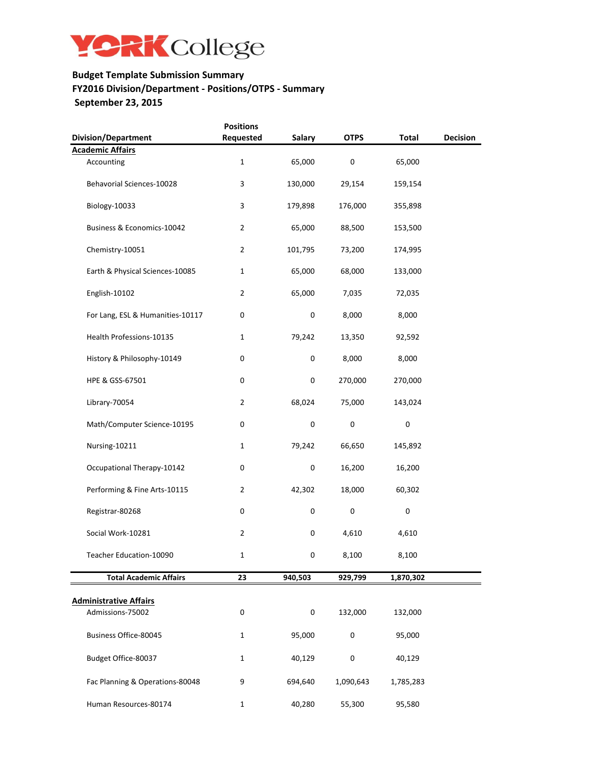YORK College

**Budget Template Submission Summary**
**FY2016 Division/Department - Positions/OTPS - Summary**
**September 23, 2015**

| Division/Department | Positions Requested | Salary | OTPS | Total | Decision |
|---|---|---|---|---|---|
| **Academic Affairs** | | | | | |
| Accounting | 1 | 65,000 | 0 | 65,000 | |
| Behavorial Sciences-10028 | 3 | 130,000 | 29,154 | 159,154 | |
| Biology-10033 | 3 | 179,898 | 176,000 | 355,898 | |
| Business & Economics-10042 | 2 | 65,000 | 88,500 | 153,500 | |
| Chemistry-10051 | 2 | 101,795 | 73,200 | 174,995 | |
| Earth & Physical Sciences-10085 | 1 | 65,000 | 68,000 | 133,000 | |
| English-10102 | 2 | 65,000 | 7,035 | 72,035 | |
| For Lang, ESL & Humanities-10117 | 0 | 0 | 8,000 | 8,000 | |
| Health Professions-10135 | 1 | 79,242 | 13,350 | 92,592 | |
| History & Philosophy-10149 | 0 | 0 | 8,000 | 8,000 | |
| HPE & GSS-67501 | 0 | 0 | 270,000 | 270,000 | |
| Library-70054 | 2 | 68,024 | 75,000 | 143,024 | |
| Math/Computer Science-10195 | 0 | 0 | 0 | 0 | |
| Nursing-10211 | 1 | 79,242 | 66,650 | 145,892 | |
| Occupational Therapy-10142 | 0 | 0 | 16,200 | 16,200 | |
| Performing & Fine Arts-10115 | 2 | 42,302 | 18,000 | 60,302 | |
| Registrar-80268 | 0 | 0 | 0 | 0 | |
| Social Work-10281 | 2 | 0 | 4,610 | 4,610 | |
| Teacher Education-10090 | 1 | 0 | 8,100 | 8,100 | |
| **Total Academic Affairs** | **23** | **940,503** | **929,799** | **1,870,302** | |
| **Administrative Affairs** | | | | | |
| Admissions-75002 | 0 | 0 | 132,000 | 132,000 | |
| Business Office-80045 | 1 | 95,000 | 0 | 95,000 | |
| Budget Office-80037 | 1 | 40,129 | 0 | 40,129 | |
| Fac Planning & Operations-80048 | 9 | 694,640 | 1,090,643 | 1,785,283 | |
| Human Resources-80174 | 1 | 40,280 | 55,300 | 95,580 | |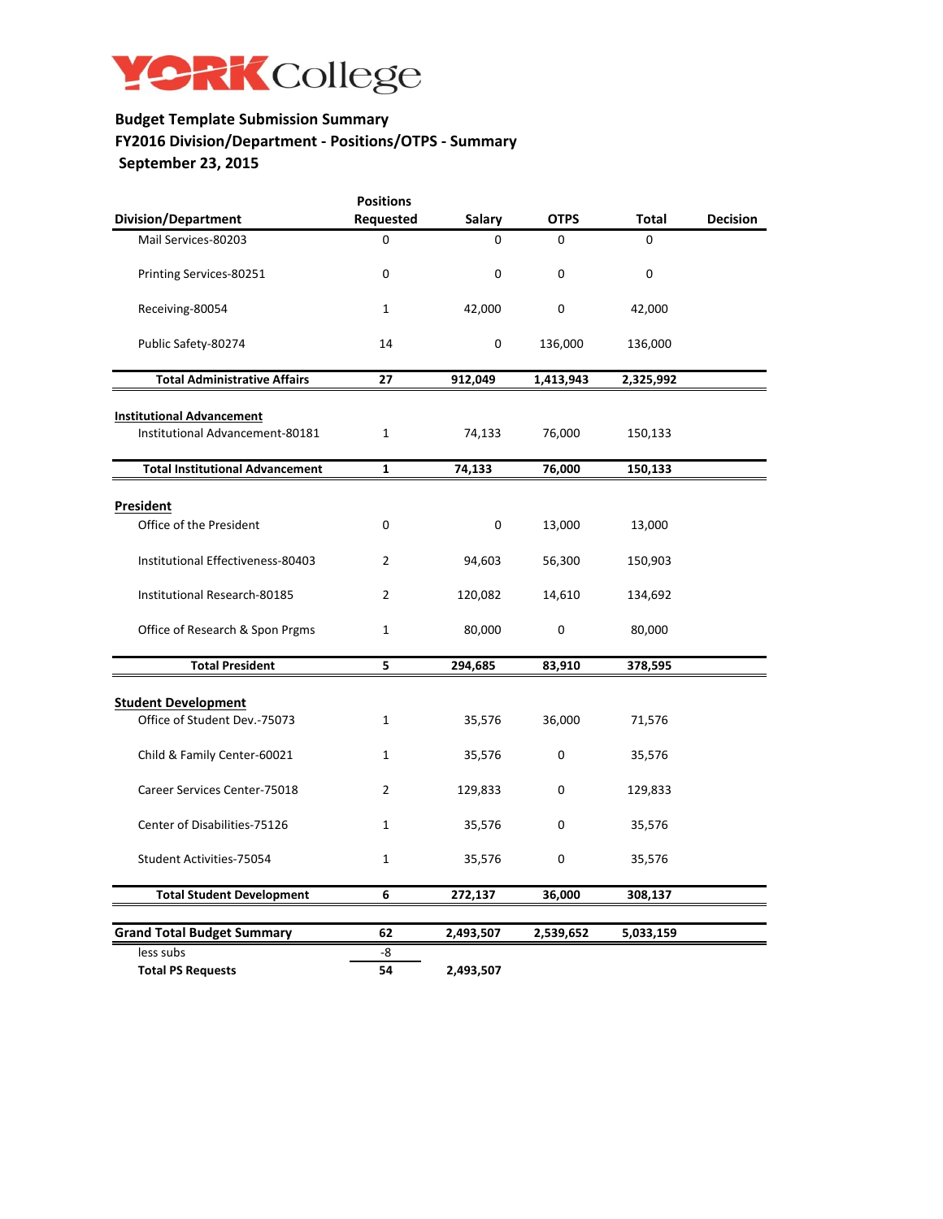YORK College

**Budget Template Submission Summary**
**FY2016 Division/Department - Positions/OTPS - Summary**
**September 23, 2015**

| Division/Department | Positions Requested | Salary | OTPS | Total | Decision |
|---|---|---|---|---|---|
| Mail Services-80203 | 0 | 0 | 0 | 0 | |
| Printing Services-80251 | 0 | 0 | 0 | 0 | |
| Receiving-80054 | 1 | 42,000 | 0 | 42,000 | |
| Public Safety-80274 | 14 | 0 | 136,000 | 136,000 | |
| **Total Administrative Affairs** | **27** | **912,049** | **1,413,943** | **2,325,992** | |
| **Institutional Advancement** | | | | | |
| Institutional Advancement-80181 | 1 | 74,133 | 76,000 | 150,133 | |
| **Total Institutional Advancement** | **1** | **74,133** | **76,000** | **150,133** | |
| **President** | | | | | |
| Office of the President | 0 | 0 | 13,000 | 13,000 | |
| Institutional Effectiveness-80403 | 2 | 94,603 | 56,300 | 150,903 | |
| Institutional Research-80185 | 2 | 120,082 | 14,610 | 134,692 | |
| Office of Research & Spon Prgms | 1 | 80,000 | 0 | 80,000 | |
| **Total President** | **5** | **294,685** | **83,910** | **378,595** | |
| **Student Development** | | | | | |
| Office of Student Dev.-75073 | 1 | 35,576 | 36,000 | 71,576 | |
| Child & Family Center-60021 | 1 | 35,576 | 0 | 35,576 | |
| Career Services Center-75018 | 2 | 129,833 | 0 | 129,833 | |
| Center of Disabilities-75126 | 1 | 35,576 | 0 | 35,576 | |
| Student Activities-75054 | 1 | 35,576 | 0 | 35,576 | |
| **Total Student Development** | **6** | **272,137** | **36,000** | **308,137** | |
| **Grand Total Budget Summary** | **62** | **2,493,507** | **2,539,652** | **5,033,159** | |
| less subs | -8 | | | | |
| **Total PS Requests** | **54** | **2,493,507** | | | |